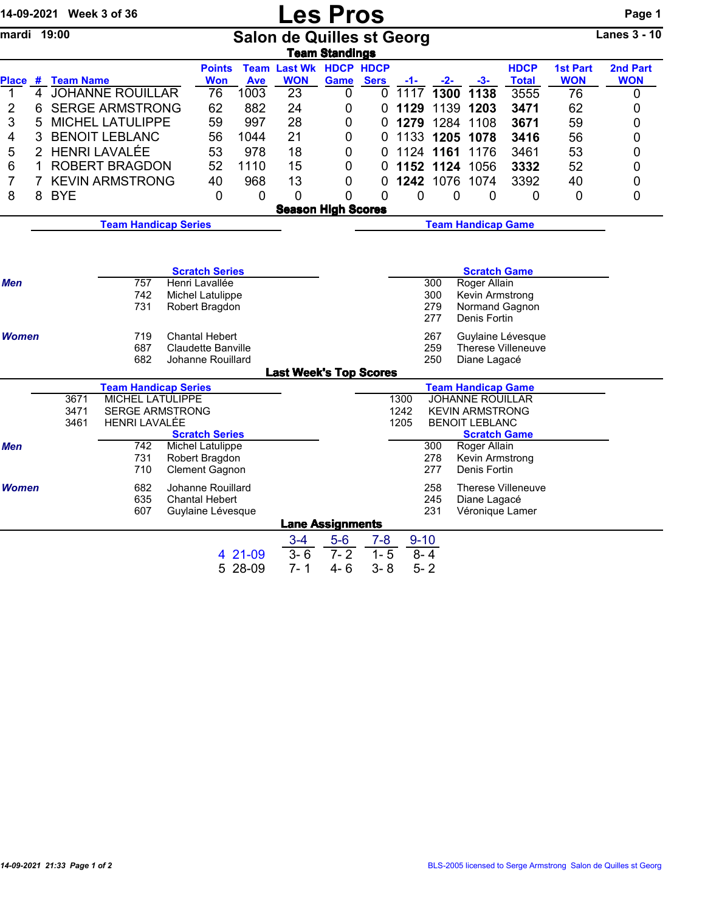14-09-2021 Week 3 of 36

# Les Pros

mardi 19:00

## Salon de Quilles st Georg

Lanes 3 - 10

### Team Standings

| Place | # | Team Name | Points Won | Team Ave | Last Wk WON | HDCP Game | HDCP Sers | -1- | -2- | -3- | HDCP Total | 1st Part WON | 2nd Part WON |
|---|---|---|---|---|---|---|---|---|---|---|---|---|---|
| 1 | 4 | JOHANNE ROUILLAR | 76 | 1003 | 23 | 0 | 0 | 1117 | **1300** | **1138** | 3555 | 76 | 0 |
| 2 | 6 | SERGE ARMSTRONG | 62 | 882 | 24 | 0 | 0 | **1129** | 1139 | **1203** | **3471** | 62 | 0 |
| 3 | 5 | MICHEL LATULIPPE | 59 | 997 | 28 | 0 | 0 | **1279** | 1284 | 1108 | **3671** | 59 | 0 |
| 4 | 3 | BENOIT LEBLANC | 56 | 1044 | 21 | 0 | 0 | 1133 | **1205** | **1078** | **3416** | 56 | 0 |
| 5 | 2 | HENRI LAVALÉE | 53 | 978 | 18 | 0 | 0 | 1124 | **1161** | 1176 | 3461 | 53 | 0 |
| 6 | 1 | ROBERT BRAGDON | 52 | 1110 | 15 | 0 | 0 | **1152** | **1124** | 1056 | **3332** | 52 | 0 |
| 7 | 7 | KEVIN ARMSTRONG | 40 | 968 | 13 | 0 | 0 | **1242** | 1076 | 1074 | 3392 | 40 | 0 |
| 8 | 8 | BYE | 0 | 0 | 0 | 0 | 0 | 0 | 0 | 0 | 0 | 0 | 0 |

### Season High Scores

**Team Handicap Series**

**Team Handicap Game**

**Scratch Series**

*Men*

| | |
|---|---|
| 757 | Henri Lavallée |
| 742 | Michel Latulippe |
| 731 | Robert Bragdon |

*Women*

| | |
|---|---|
| 719 | Chantal Hebert |
| 687 | Claudette Banville |
| 682 | Johanne Rouillard |

**Scratch Game**

*Men*

| | |
|---|---|
| 300 | Roger Allain |
| 300 | Kevin Armstrong |
| 279 | Normand Gagnon |
| 277 | Denis Fortin |

*Women*

| | |
|---|---|
| 267 | Guylaine Lévesque |
| 259 | Therese Villeneuve |
| 250 | Diane Lagacé |

### Last Week's Top Scores

**Team Handicap Series**

| | |
|---|---|
| 3671 | MICHEL LATULIPPE |
| 3471 | SERGE ARMSTRONG |
| 3461 | HENRI LAVALÉE |

**Team Handicap Game**

| | |
|---|---|
| 1300 | JOHANNE ROUILLAR |
| 1242 | KEVIN ARMSTRONG |
| 1205 | BENOIT LEBLANC |

**Scratch Series**

*Men*

| | |
|---|---|
| 742 | Michel Latulippe |
| 731 | Robert Bragdon |
| 710 | Clement Gagnon |

*Women*

| | |
|---|---|
| 682 | Johanne Rouillard |
| 635 | Chantal Hebert |
| 607 | Guylaine Lévesque |

**Scratch Game**

*Men*

| | |
|---|---|
| 300 | Roger Allain |
| 278 | Kevin Armstrong |
| 277 | Denis Fortin |

*Women*

| | |
|---|---|
| 258 | Therese Villeneuve |
| 245 | Diane Lagacé |
| 231 | Véronique Lamer |

### Lane Assignments

| | 3-4 | 5-6 | 7-8 | 9-10 |
|---|---|---|---|---|
| 4 21-09 | 3- 6 | 7- 2 | 1- 5 | 8- 4 |
| 5 28-09 | 7- 1 | 4- 6 | 3- 8 | 5- 2 |

14-09-2021 21:33 Page 1 of 2

BLS-2005 licensed to Serge Armstrong Salon de Quilles st Georg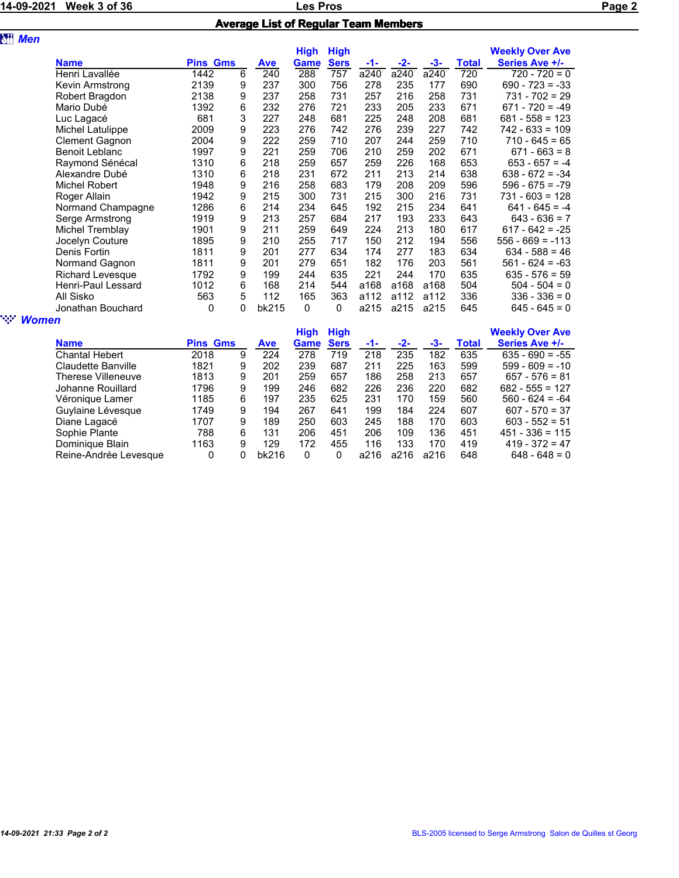## Average List of Regular Team Members

### Men

| Name | Pins | Gms | Ave | High Game | High Sers | -1- | -2- | -3- | Total | Weekly Over Ave Series Ave +/- |
|---|---|---|---|---|---|---|---|---|---|---|
| Henri Lavallée | 1442 | 6 | 240 | 288 | 757 | a240 | a240 | a240 | 720 | 720 - 720 = 0 |
| Kevin Armstrong | 2139 | 9 | 237 | 300 | 756 | 278 | 235 | 177 | 690 | 690 - 723 = -33 |
| Robert Bragdon | 2138 | 9 | 237 | 258 | 731 | 257 | 216 | 258 | 731 | 731 - 702 = 29 |
| Mario Dubé | 1392 | 6 | 232 | 276 | 721 | 233 | 205 | 233 | 671 | 671 - 720 = -49 |
| Luc Lagacé | 681 | 3 | 227 | 248 | 681 | 225 | 248 | 208 | 681 | 681 - 558 = 123 |
| Michel Latulippe | 2009 | 9 | 223 | 276 | 742 | 276 | 239 | 227 | 742 | 742 - 633 = 109 |
| Clement Gagnon | 2004 | 9 | 222 | 259 | 710 | 207 | 244 | 259 | 710 | 710 - 645 = 65 |
| Benoit Leblanc | 1997 | 9 | 221 | 259 | 706 | 210 | 259 | 202 | 671 | 671 - 663 = 8 |
| Raymond Sénécal | 1310 | 6 | 218 | 259 | 657 | 259 | 226 | 168 | 653 | 653 - 657 = -4 |
| Alexandre Dubé | 1310 | 6 | 218 | 231 | 672 | 211 | 213 | 214 | 638 | 638 - 672 = -34 |
| Michel Robert | 1948 | 9 | 216 | 258 | 683 | 179 | 208 | 209 | 596 | 596 - 675 = -79 |
| Roger Allain | 1942 | 9 | 215 | 300 | 731 | 215 | 300 | 216 | 731 | 731 - 603 = 128 |
| Normand Champagne | 1286 | 6 | 214 | 234 | 645 | 192 | 215 | 234 | 641 | 641 - 645 = -4 |
| Serge Armstrong | 1919 | 9 | 213 | 257 | 684 | 217 | 193 | 233 | 643 | 643 - 636 = 7 |
| Michel Tremblay | 1901 | 9 | 211 | 259 | 649 | 224 | 213 | 180 | 617 | 617 - 642 = -25 |
| Jocelyn Couture | 1895 | 9 | 210 | 255 | 717 | 150 | 212 | 194 | 556 | 556 - 669 = -113 |
| Denis Fortin | 1811 | 9 | 201 | 277 | 634 | 174 | 277 | 183 | 634 | 634 - 588 = 46 |
| Normand Gagnon | 1811 | 9 | 201 | 279 | 651 | 182 | 176 | 203 | 561 | 561 - 624 = -63 |
| Richard Levesque | 1792 | 9 | 199 | 244 | 635 | 221 | 244 | 170 | 635 | 635 - 576 = 59 |
| Henri-Paul Lessard | 1012 | 6 | 168 | 214 | 544 | a168 | a168 | a168 | 504 | 504 - 504 = 0 |
| All Sisko | 563 | 5 | 112 | 165 | 363 | a112 | a112 | a112 | 336 | 336 - 336 = 0 |
| Jonathan Bouchard | 0 | 0 | bk215 | 0 | 0 | a215 | a215 | a215 | 645 | 645 - 645 = 0 |

### Women

| Name | Pins | Gms | Ave | High Game | High Sers | -1- | -2- | -3- | Total | Weekly Over Ave Series Ave +/- |
|---|---|---|---|---|---|---|---|---|---|---|
| Chantal Hebert | 2018 | 9 | 224 | 278 | 719 | 218 | 235 | 182 | 635 | 635 - 690 = -55 |
| Claudette Banville | 1821 | 9 | 202 | 239 | 687 | 211 | 225 | 163 | 599 | 599 - 609 = -10 |
| Therese Villeneuve | 1813 | 9 | 201 | 259 | 657 | 186 | 258 | 213 | 657 | 657 - 576 = 81 |
| Johanne Rouillard | 1796 | 9 | 199 | 246 | 682 | 226 | 236 | 220 | 682 | 682 - 555 = 127 |
| Véronique Lamer | 1185 | 6 | 197 | 235 | 625 | 231 | 170 | 159 | 560 | 560 - 624 = -64 |
| Guylaine Lévesque | 1749 | 9 | 194 | 267 | 641 | 199 | 184 | 224 | 607 | 607 - 570 = 37 |
| Diane Lagacé | 1707 | 9 | 189 | 250 | 603 | 245 | 188 | 170 | 603 | 603 - 552 = 51 |
| Sophie Plante | 788 | 6 | 131 | 206 | 451 | 206 | 109 | 136 | 451 | 451 - 336 = 115 |
| Dominique Blain | 1163 | 9 | 129 | 172 | 455 | 116 | 133 | 170 | 419 | 419 - 372 = 47 |
| Reine-Andrée Levesque | 0 | 0 | bk216 | 0 | 0 | a216 | a216 | a216 | 648 | 648 - 648 = 0 |